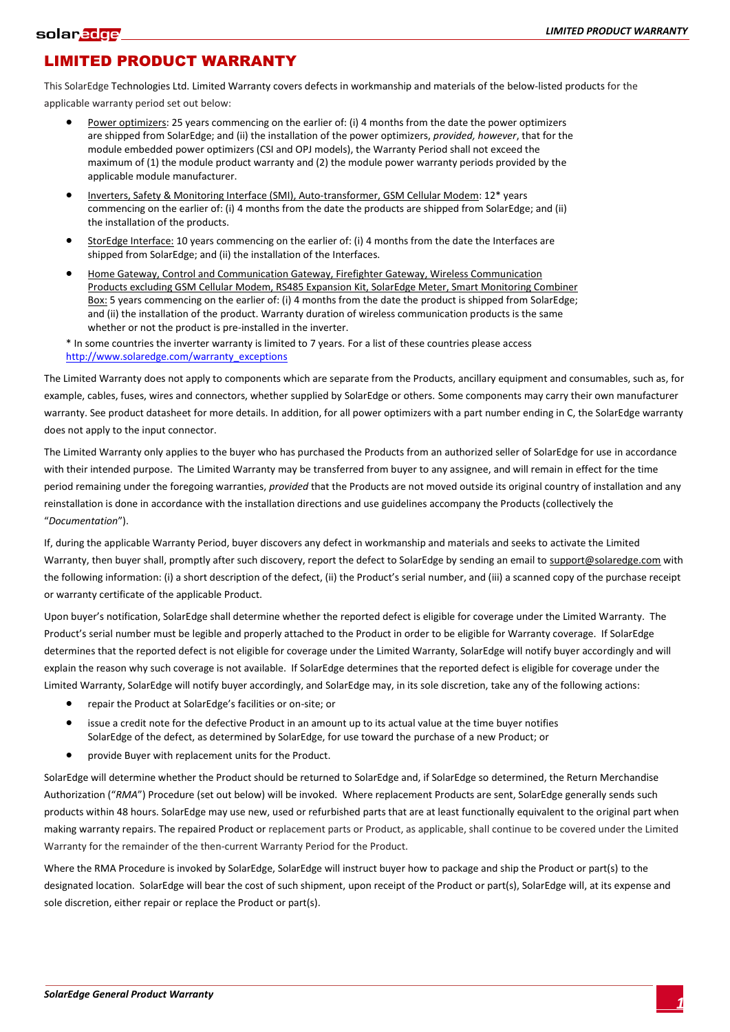# LIMITED PRODUCT WARRANTY

This SolarEdge Technologies Ltd. Limited Warranty covers defects in workmanship and materials of the below-listed products for the applicable warranty period set out below:

- Power optimizers: 25 years commencing on the earlier of: (i) 4 months from the date the power optimizers are shipped from SolarEdge; and (ii) the installation of the power optimizers, *provided, however*, that for the module embedded power optimizers (CSI and OPJ models), the Warranty Period shall not exceed the maximum of (1) the module product warranty and (2) the module power warranty periods provided by the applicable module manufacturer.
- Inverters, Safety & Monitoring Interface (SMI), Auto-transformer, GSM Cellular Modem: 12* years commencing on the earlier of: (i) 4 months from the date the products are shipped from SolarEdge; and (ii) the installation of the products.
- StorEdge Interface: 10 years commencing on the earlier of: (i) 4 months from the date the Interfaces are shipped from SolarEdge; and (ii) the installation of the Interfaces.
- Home Gateway, Control and Communication Gateway, Firefighter Gateway, Wireless Communication Products excluding GSM Cellular Modem, RS485 Expansion Kit, SolarEdge Meter, Smart Monitoring Combiner Box: 5 years commencing on the earlier of: (i) 4 months from the date the product is shipped from SolarEdge; and (ii) the installation of the product. Warranty duration of wireless communication products is the same whether or not the product is pre-installed in the inverter.

\* In some countries the inverter warranty is limited to 7 years. For a list of these countries please access http://www.solaredge.com/warranty_exceptions

The Limited Warranty does not apply to components which are separate from the Products, ancillary equipment and consumables, such as, for example, cables, fuses, wires and connectors, whether supplied by SolarEdge or others. Some components may carry their own manufacturer warranty. See product datasheet for more details. In addition, for all power optimizers with a part number ending in C, the SolarEdge warranty does not apply to the input connector.

The Limited Warranty only applies to the buyer who has purchased the Products from an authorized seller of SolarEdge for use in accordance with their intended purpose. The Limited Warranty may be transferred from buyer to any assignee, and will remain in effect for the time period remaining under the foregoing warranties, *provided* that the Products are not moved outside its original country of installation and any reinstallation is done in accordance with the installation directions and use guidelines accompany the Products (collectively the "*Documentation*").

If, during the applicable Warranty Period, buyer discovers any defect in workmanship and materials and seeks to activate the Limited Warranty, then buyer shall, promptly after such discovery, report the defect to SolarEdge by sending an email to support@solaredge.com with the following information: (i) a short description of the defect, (ii) the Product's serial number, and (iii) a scanned copy of the purchase receipt or warranty certificate of the applicable Product.

Upon buyer's notification, SolarEdge shall determine whether the reported defect is eligible for coverage under the Limited Warranty. The Product's serial number must be legible and properly attached to the Product in order to be eligible for Warranty coverage. If SolarEdge determines that the reported defect is not eligible for coverage under the Limited Warranty, SolarEdge will notify buyer accordingly and will explain the reason why such coverage is not available. If SolarEdge determines that the reported defect is eligible for coverage under the Limited Warranty, SolarEdge will notify buyer accordingly, and SolarEdge may, in its sole discretion, take any of the following actions:

- repair the Product at SolarEdge's facilities or on-site; or
- issue a credit note for the defective Product in an amount up to its actual value at the time buyer notifies SolarEdge of the defect, as determined by SolarEdge, for use toward the purchase of a new Product; or
- provide Buyer with replacement units for the Product.

SolarEdge will determine whether the Product should be returned to SolarEdge and, if SolarEdge so determined, the Return Merchandise Authorization ("*RMA*") Procedure (set out below) will be invoked. Where replacement Products are sent, SolarEdge generally sends such products within 48 hours. SolarEdge may use new, used or refurbished parts that are at least functionally equivalent to the original part when making warranty repairs. The repaired Product or replacement parts or Product, as applicable, shall continue to be covered under the Limited Warranty for the remainder of the then-current Warranty Period for the Product.

Where the RMA Procedure is invoked by SolarEdge, SolarEdge will instruct buyer how to package and ship the Product or part(s) to the designated location. SolarEdge will bear the cost of such shipment, upon receipt of the Product or part(s), SolarEdge will, at its expense and sole discretion, either repair or replace the Product or part(s).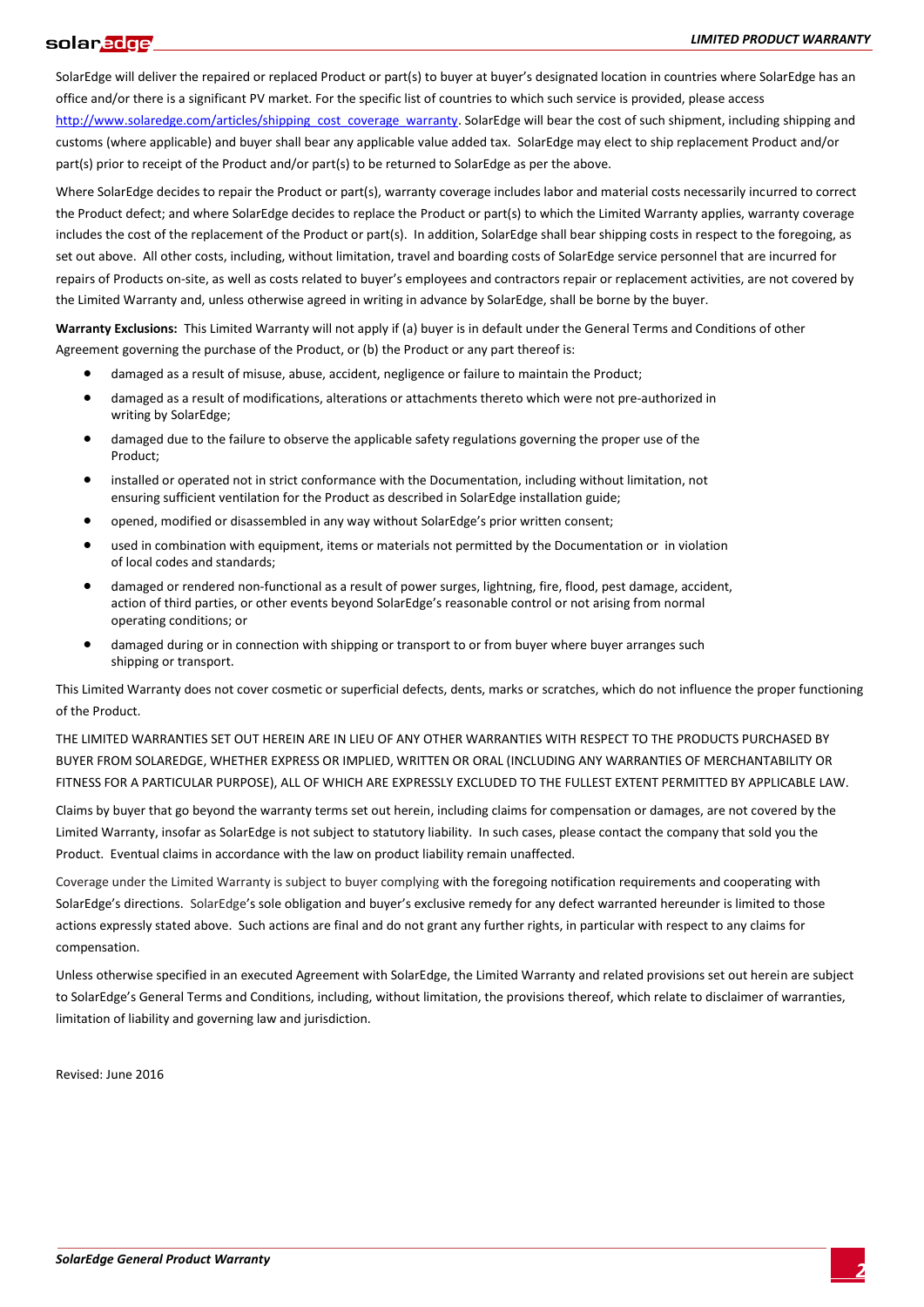SolarEdge will deliver the repaired or replaced Product or part(s) to buyer at buyer's designated location in countries where SolarEdge has an office and/or there is a significant PV market. For the specific list of countries to which such service is provided, please access http://www.solaredge.com/articles/shipping_cost_coverage_warranty. SolarEdge will bear the cost of such shipment, including shipping and customs (where applicable) and buyer shall bear any applicable value added tax. SolarEdge may elect to ship replacement Product and/or part(s) prior to receipt of the Product and/or part(s) to be returned to SolarEdge as per the above.

Where SolarEdge decides to repair the Product or part(s), warranty coverage includes labor and material costs necessarily incurred to correct the Product defect; and where SolarEdge decides to replace the Product or part(s) to which the Limited Warranty applies, warranty coverage includes the cost of the replacement of the Product or part(s). In addition, SolarEdge shall bear shipping costs in respect to the foregoing, as set out above. All other costs, including, without limitation, travel and boarding costs of SolarEdge service personnel that are incurred for repairs of Products on-site, as well as costs related to buyer's employees and contractors repair or replacement activities, are not covered by the Limited Warranty and, unless otherwise agreed in writing in advance by SolarEdge, shall be borne by the buyer.

**Warranty Exclusions:** This Limited Warranty will not apply if (a) buyer is in default under the General Terms and Conditions of other Agreement governing the purchase of the Product, or (b) the Product or any part thereof is:

- damaged as a result of misuse, abuse, accident, negligence or failure to maintain the Product;
- damaged as a result of modifications, alterations or attachments thereto which were not pre-authorized in writing by SolarEdge;
- damaged due to the failure to observe the applicable safety regulations governing the proper use of the Product;
- installed or operated not in strict conformance with the Documentation, including without limitation, not ensuring sufficient ventilation for the Product as described in SolarEdge installation guide;
- opened, modified or disassembled in any way without SolarEdge's prior written consent;
- used in combination with equipment, items or materials not permitted by the Documentation or in violation of local codes and standards;
- damaged or rendered non-functional as a result of power surges, lightning, fire, flood, pest damage, accident, action of third parties, or other events beyond SolarEdge's reasonable control or not arising from normal operating conditions; or
- damaged during or in connection with shipping or transport to or from buyer where buyer arranges such shipping or transport.

This Limited Warranty does not cover cosmetic or superficial defects, dents, marks or scratches, which do not influence the proper functioning of the Product.

THE LIMITED WARRANTIES SET OUT HEREIN ARE IN LIEU OF ANY OTHER WARRANTIES WITH RESPECT TO THE PRODUCTS PURCHASED BY BUYER FROM SOLAREDGE, WHETHER EXPRESS OR IMPLIED, WRITTEN OR ORAL (INCLUDING ANY WARRANTIES OF MERCHANTABILITY OR FITNESS FOR A PARTICULAR PURPOSE), ALL OF WHICH ARE EXPRESSLY EXCLUDED TO THE FULLEST EXTENT PERMITTED BY APPLICABLE LAW.

Claims by buyer that go beyond the warranty terms set out herein, including claims for compensation or damages, are not covered by the Limited Warranty, insofar as SolarEdge is not subject to statutory liability. In such cases, please contact the company that sold you the Product. Eventual claims in accordance with the law on product liability remain unaffected.

Coverage under the Limited Warranty is subject to buyer complying with the foregoing notification requirements and cooperating with SolarEdge's directions. SolarEdge's sole obligation and buyer's exclusive remedy for any defect warranted hereunder is limited to those actions expressly stated above. Such actions are final and do not grant any further rights, in particular with respect to any claims for compensation.

Unless otherwise specified in an executed Agreement with SolarEdge, the Limited Warranty and related provisions set out herein are subject to SolarEdge's General Terms and Conditions, including, without limitation, the provisions thereof, which relate to disclaimer of warranties, limitation of liability and governing law and jurisdiction.

Revised: June 2016